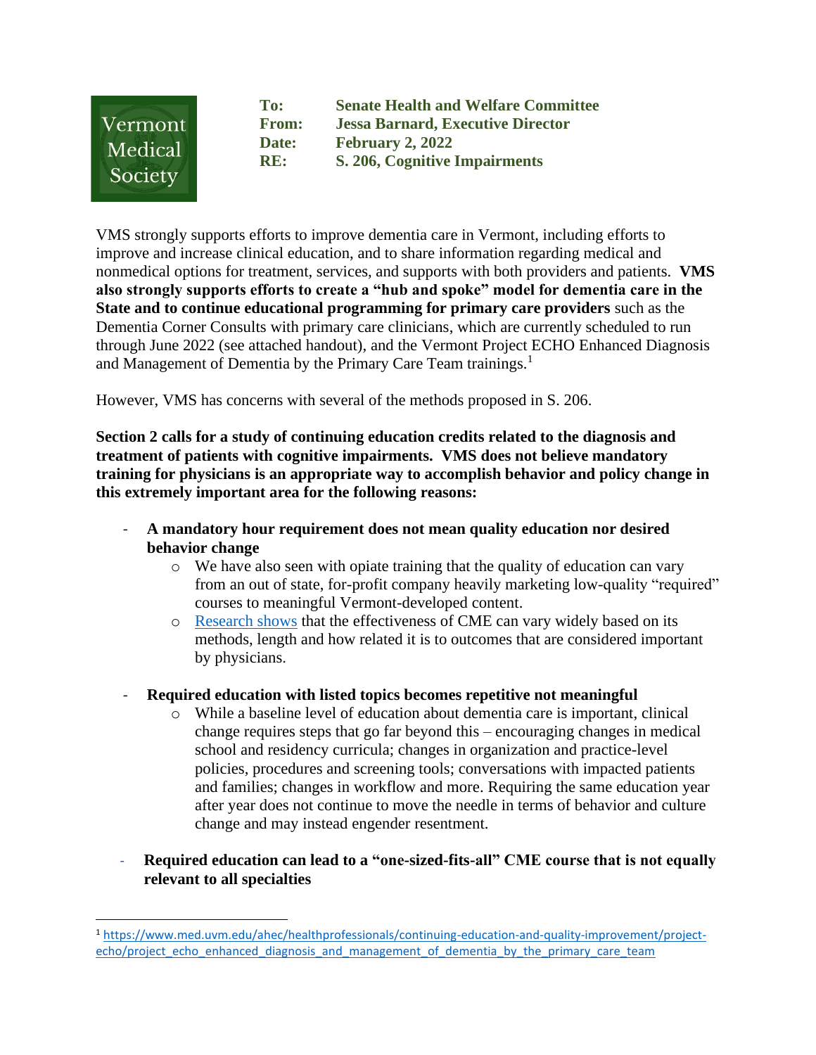Vermont Medical Society

**To:** Senate Health and Welfare Committee
**From:** Jessa Barnard, Executive Director
**Date:** February 2, 2022
**RE:** S. 206, Cognitive Impairments

VMS strongly supports efforts to improve dementia care in Vermont, including efforts to improve and increase clinical education, and to share information regarding medical and nonmedical options for treatment, services, and supports with both providers and patients. **VMS also strongly supports efforts to create a "hub and spoke" model for dementia care in the State and to continue educational programming for primary care providers** such as the Dementia Corner Consults with primary care clinicians, which are currently scheduled to run through June 2022 (see attached handout), and the Vermont Project ECHO Enhanced Diagnosis and Management of Dementia by the Primary Care Team trainings.[1]

However, VMS has concerns with several of the methods proposed in S. 206.

**Section 2 calls for a study of continuing education credits related to the diagnosis and treatment of patients with cognitive impairments. VMS does not believe mandatory training for physicians is an appropriate way to accomplish behavior and policy change in this extremely important area for the following reasons:**

- **A mandatory hour requirement does not mean quality education nor desired behavior change**
  - We have also seen with opiate training that the quality of education can vary from an out of state, for-profit company heavily marketing low-quality "required" courses to meaningful Vermont-developed content.
  - Research shows that the effectiveness of CME can vary widely based on its methods, length and how related it is to outcomes that are considered important by physicians.

- **Required education with listed topics becomes repetitive not meaningful**
  - While a baseline level of education about dementia care is important, clinical change requires steps that go far beyond this – encouraging changes in medical school and residency curricula; changes in organization and practice-level policies, procedures and screening tools; conversations with impacted patients and families; changes in workflow and more. Requiring the same education year after year does not continue to move the needle in terms of behavior and culture change and may instead engender resentment.

- **Required education can lead to a "one-sized-fits-all" CME course that is not equally relevant to all specialties**

---

[1] https://www.med.uvm.edu/ahec/healthprofessionals/continuing-education-and-quality-improvement/project-echo/project_echo_enhanced_diagnosis_and_management_of_dementia_by_the_primary_care_team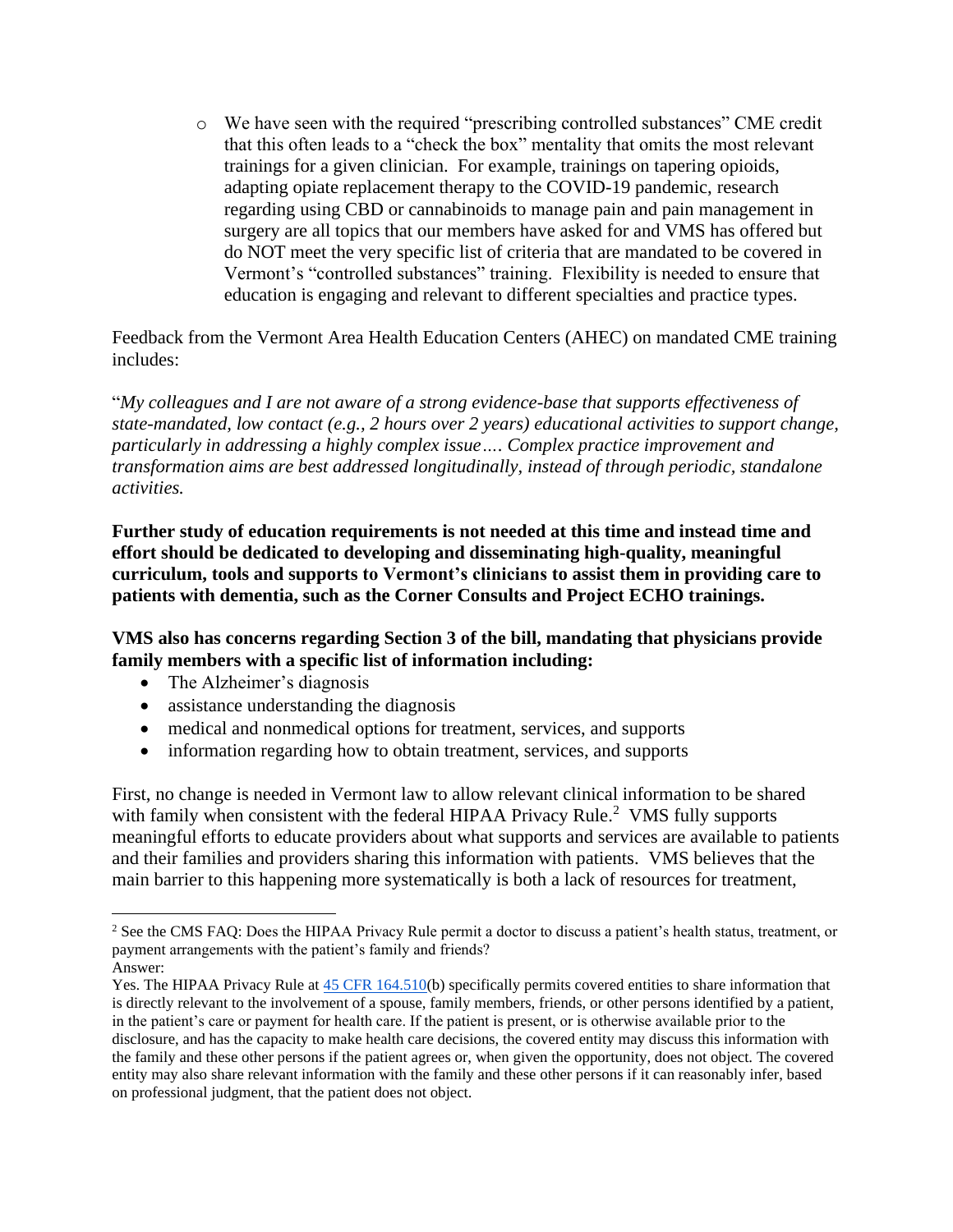- We have seen with the required "prescribing controlled substances" CME credit that this often leads to a "check the box" mentality that omits the most relevant trainings for a given clinician. For example, trainings on tapering opioids, adapting opiate replacement therapy to the COVID-19 pandemic, research regarding using CBD or cannabinoids to manage pain and pain management in surgery are all topics that our members have asked for and VMS has offered but do NOT meet the very specific list of criteria that are mandated to be covered in Vermont's "controlled substances" training. Flexibility is needed to ensure that education is engaging and relevant to different specialties and practice types.

Feedback from the Vermont Area Health Education Centers (AHEC) on mandated CME training includes:

"*My colleagues and I are not aware of a strong evidence-base that supports effectiveness of state-mandated, low contact (e.g., 2 hours over 2 years) educational activities to support change, particularly in addressing a highly complex issue…. Complex practice improvement and transformation aims are best addressed longitudinally, instead of through periodic, standalone activities.*

**Further study of education requirements is not needed at this time and instead time and effort should be dedicated to developing and disseminating high-quality, meaningful curriculum, tools and supports to Vermont's clinicians to assist them in providing care to patients with dementia, such as the Corner Consults and Project ECHO trainings.**

**VMS also has concerns regarding Section 3 of the bill, mandating that physicians provide family members with a specific list of information including:**

- The Alzheimer's diagnosis
- assistance understanding the diagnosis
- medical and nonmedical options for treatment, services, and supports
- information regarding how to obtain treatment, services, and supports

First, no change is needed in Vermont law to allow relevant clinical information to be shared with family when consistent with the federal HIPAA Privacy Rule.[2] VMS fully supports meaningful efforts to educate providers about what supports and services are available to patients and their families and providers sharing this information with patients. VMS believes that the main barrier to this happening more systematically is both a lack of resources for treatment,

---

[2] See the CMS FAQ: Does the HIPAA Privacy Rule permit a doctor to discuss a patient's health status, treatment, or payment arrangements with the patient's family and friends?
Answer:
Yes. The HIPAA Privacy Rule at 45 CFR 164.510(b) specifically permits covered entities to share information that is directly relevant to the involvement of a spouse, family members, friends, or other persons identified by a patient, in the patient's care or payment for health care. If the patient is present, or is otherwise available prior to the disclosure, and has the capacity to make health care decisions, the covered entity may discuss this information with the family and these other persons if the patient agrees or, when given the opportunity, does not object. The covered entity may also share relevant information with the family and these other persons if it can reasonably infer, based on professional judgment, that the patient does not object.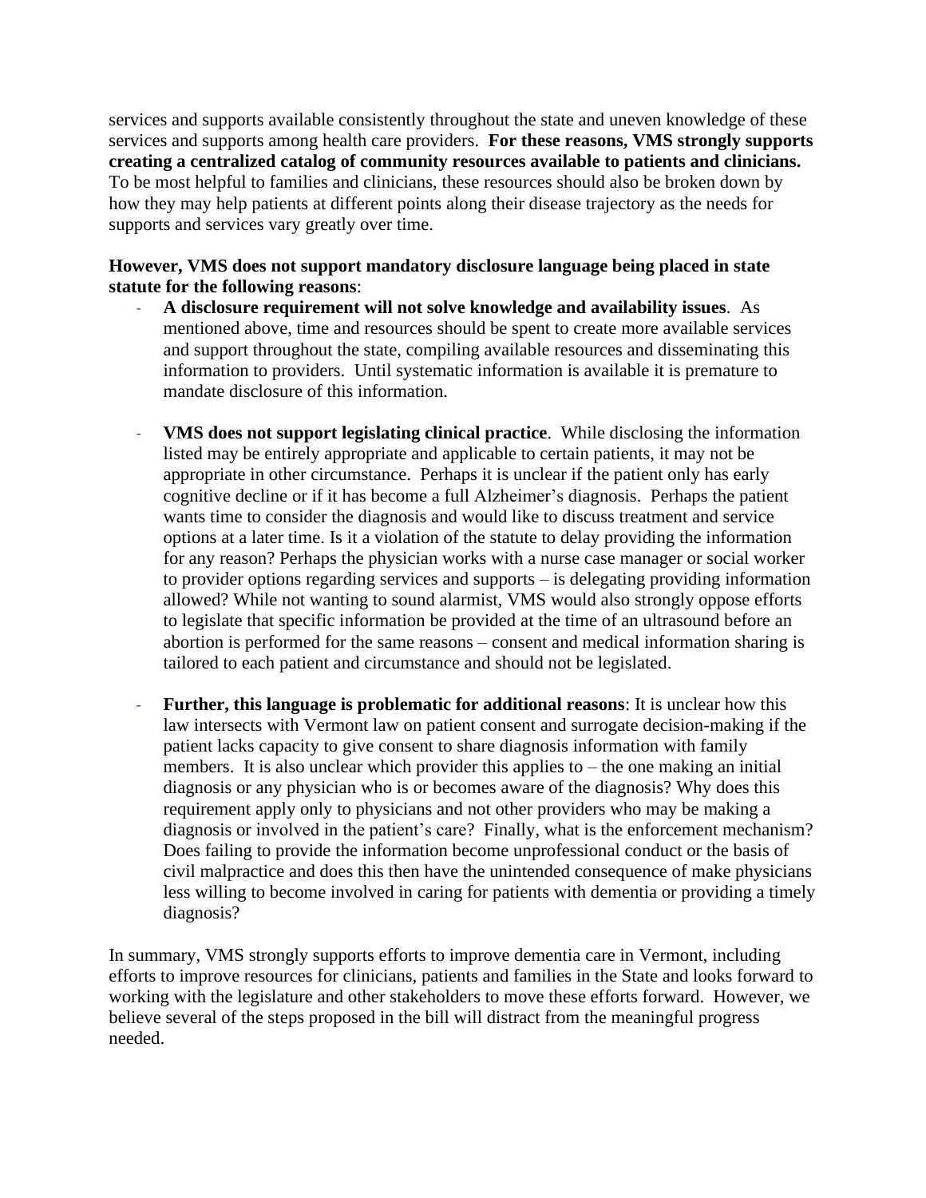services and supports available consistently throughout the state and uneven knowledge of these services and supports among health care providers. **For these reasons, VMS strongly supports creating a centralized catalog of community resources available to patients and clinicians.** To be most helpful to families and clinicians, these resources should also be broken down by how they may help patients at different points along their disease trajectory as the needs for supports and services vary greatly over time.

**However, VMS does not support mandatory disclosure language being placed in state statute for the following reasons**:

- **A disclosure requirement will not solve knowledge and availability issues**. As mentioned above, time and resources should be spent to create more available services and support throughout the state, compiling available resources and disseminating this information to providers. Until systematic information is available it is premature to mandate disclosure of this information.

- **VMS does not support legislating clinical practice**. While disclosing the information listed may be entirely appropriate and applicable to certain patients, it may not be appropriate in other circumstance. Perhaps it is unclear if the patient only has early cognitive decline or if it has become a full Alzheimer's diagnosis. Perhaps the patient wants time to consider the diagnosis and would like to discuss treatment and service options at a later time. Is it a violation of the statute to delay providing the information for any reason? Perhaps the physician works with a nurse case manager or social worker to provider options regarding services and supports – is delegating providing information allowed? While not wanting to sound alarmist, VMS would also strongly oppose efforts to legislate that specific information be provided at the time of an ultrasound before an abortion is performed for the same reasons – consent and medical information sharing is tailored to each patient and circumstance and should not be legislated.

- **Further, this language is problematic for additional reasons**: It is unclear how this law intersects with Vermont law on patient consent and surrogate decision-making if the patient lacks capacity to give consent to share diagnosis information with family members. It is also unclear which provider this applies to – the one making an initial diagnosis or any physician who is or becomes aware of the diagnosis? Why does this requirement apply only to physicians and not other providers who may be making a diagnosis or involved in the patient's care? Finally, what is the enforcement mechanism? Does failing to provide the information become unprofessional conduct or the basis of civil malpractice and does this then have the unintended consequence of make physicians less willing to become involved in caring for patients with dementia or providing a timely diagnosis?

In summary, VMS strongly supports efforts to improve dementia care in Vermont, including efforts to improve resources for clinicians, patients and families in the State and looks forward to working with the legislature and other stakeholders to move these efforts forward. However, we believe several of the steps proposed in the bill will distract from the meaningful progress needed.